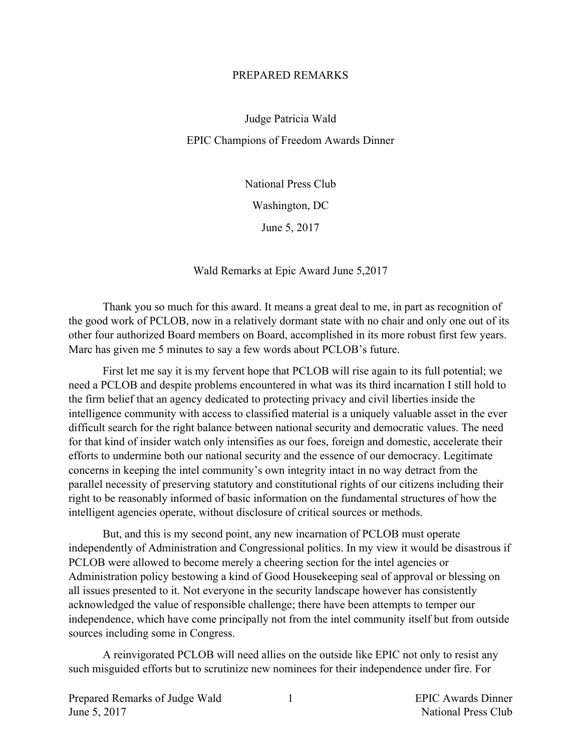# PREPARED REMARKS

Judge Patricia Wald

EPIC Champions of Freedom Awards Dinner

National Press Club

Washington, DC

June 5, 2017

Wald Remarks at Epic Award June 5,2017

Thank you so much for this award. It means a great deal to me, in part as recognition of the good work of PCLOB, now in a relatively dormant state with no chair and only one out of its other four authorized Board members on Board, accomplished in its more robust first few years. Marc has given me 5 minutes to say a few words about PCLOB's future.

First let me say it is my fervent hope that PCLOB will rise again to its full potential; we need a PCLOB and despite problems encountered in what was its third incarnation I still hold to the firm belief that an agency dedicated to protecting privacy and civil liberties inside the intelligence community with access to classified material is a uniquely valuable asset in the ever difficult search for the right balance between national security and democratic values. The need for that kind of insider watch only intensifies as our foes, foreign and domestic, accelerate their efforts to undermine both our national security and the essence of our democracy. Legitimate concerns in keeping the intel community's own integrity intact in no way detract from the parallel necessity of preserving statutory and constitutional rights of our citizens including their right to be reasonably informed of basic information on the fundamental structures of how the intelligent agencies operate, without disclosure of critical sources or methods.

But, and this is my second point, any new incarnation of PCLOB must operate independently of Administration and Congressional politics. In my view it would be disastrous if PCLOB were allowed to become merely a cheering section for the intel agencies or Administration policy bestowing a kind of Good Housekeeping seal of approval or blessing on all issues presented to it. Not everyone in the security landscape however has consistently acknowledged the value of responsible challenge; there have been attempts to temper our independence, which have come principally not from the intel community itself but from outside sources including some in Congress.

A reinvigorated PCLOB will need allies on the outside like EPIC not only to resist any such misguided efforts but to scrutinize new nominees for their independence under fire. For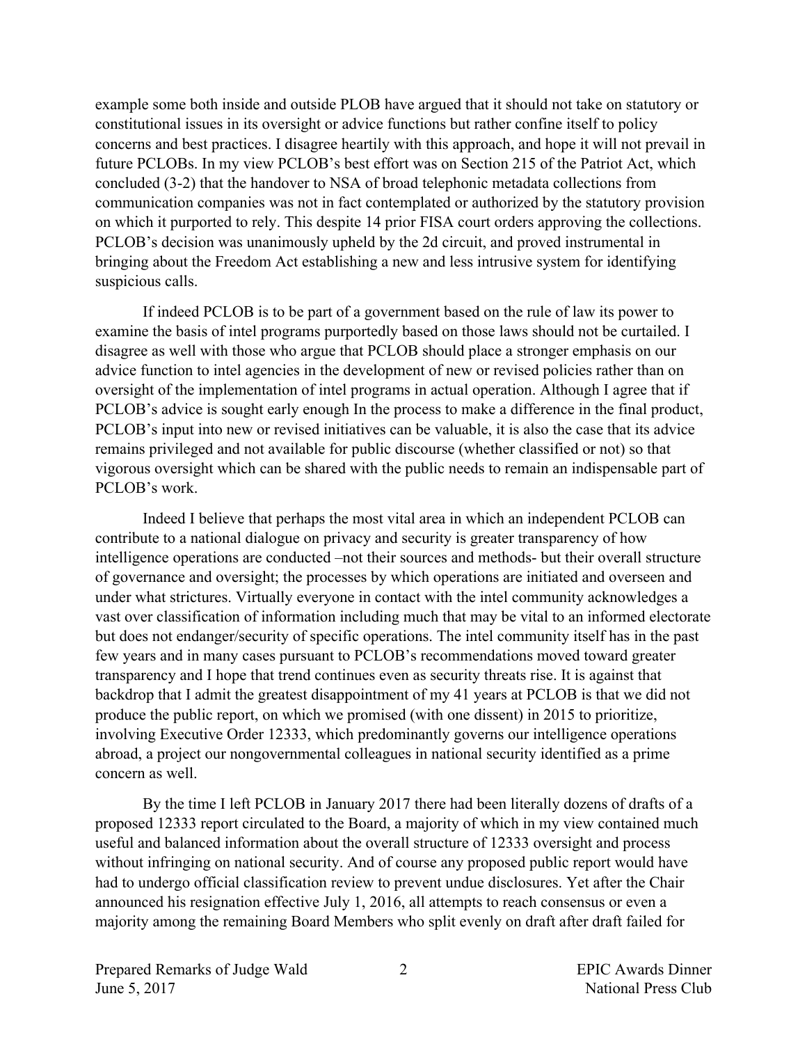example some both inside and outside PLOB have argued that it should not take on statutory or constitutional issues in its oversight or advice functions but rather confine itself to policy concerns and best practices. I disagree heartily with this approach, and hope it will not prevail in future PCLOBs. In my view PCLOB's best effort was on Section 215 of the Patriot Act, which concluded (3-2) that the handover to NSA of broad telephonic metadata collections from communication companies was not in fact contemplated or authorized by the statutory provision on which it purported to rely. This despite 14 prior FISA court orders approving the collections. PCLOB's decision was unanimously upheld by the 2d circuit, and proved instrumental in bringing about the Freedom Act establishing a new and less intrusive system for identifying suspicious calls.

If indeed PCLOB is to be part of a government based on the rule of law its power to examine the basis of intel programs purportedly based on those laws should not be curtailed. I disagree as well with those who argue that PCLOB should place a stronger emphasis on our advice function to intel agencies in the development of new or revised policies rather than on oversight of the implementation of intel programs in actual operation. Although I agree that if PCLOB's advice is sought early enough In the process to make a difference in the final product, PCLOB's input into new or revised initiatives can be valuable, it is also the case that its advice remains privileged and not available for public discourse (whether classified or not) so that vigorous oversight which can be shared with the public needs to remain an indispensable part of PCLOB's work.

Indeed I believe that perhaps the most vital area in which an independent PCLOB can contribute to a national dialogue on privacy and security is greater transparency of how intelligence operations are conducted –not their sources and methods- but their overall structure of governance and oversight; the processes by which operations are initiated and overseen and under what strictures. Virtually everyone in contact with the intel community acknowledges a vast over classification of information including much that may be vital to an informed electorate but does not endanger/security of specific operations. The intel community itself has in the past few years and in many cases pursuant to PCLOB's recommendations moved toward greater transparency and I hope that trend continues even as security threats rise. It is against that backdrop that I admit the greatest disappointment of my 41 years at PCLOB is that we did not produce the public report, on which we promised (with one dissent) in 2015 to prioritize, involving Executive Order 12333, which predominantly governs our intelligence operations abroad, a project our nongovernmental colleagues in national security identified as a prime concern as well.

By the time I left PCLOB in January 2017 there had been literally dozens of drafts of a proposed 12333 report circulated to the Board, a majority of which in my view contained much useful and balanced information about the overall structure of 12333 oversight and process without infringing on national security. And of course any proposed public report would have had to undergo official classification review to prevent undue disclosures. Yet after the Chair announced his resignation effective July 1, 2016, all attempts to reach consensus or even a majority among the remaining Board Members who split evenly on draft after draft failed for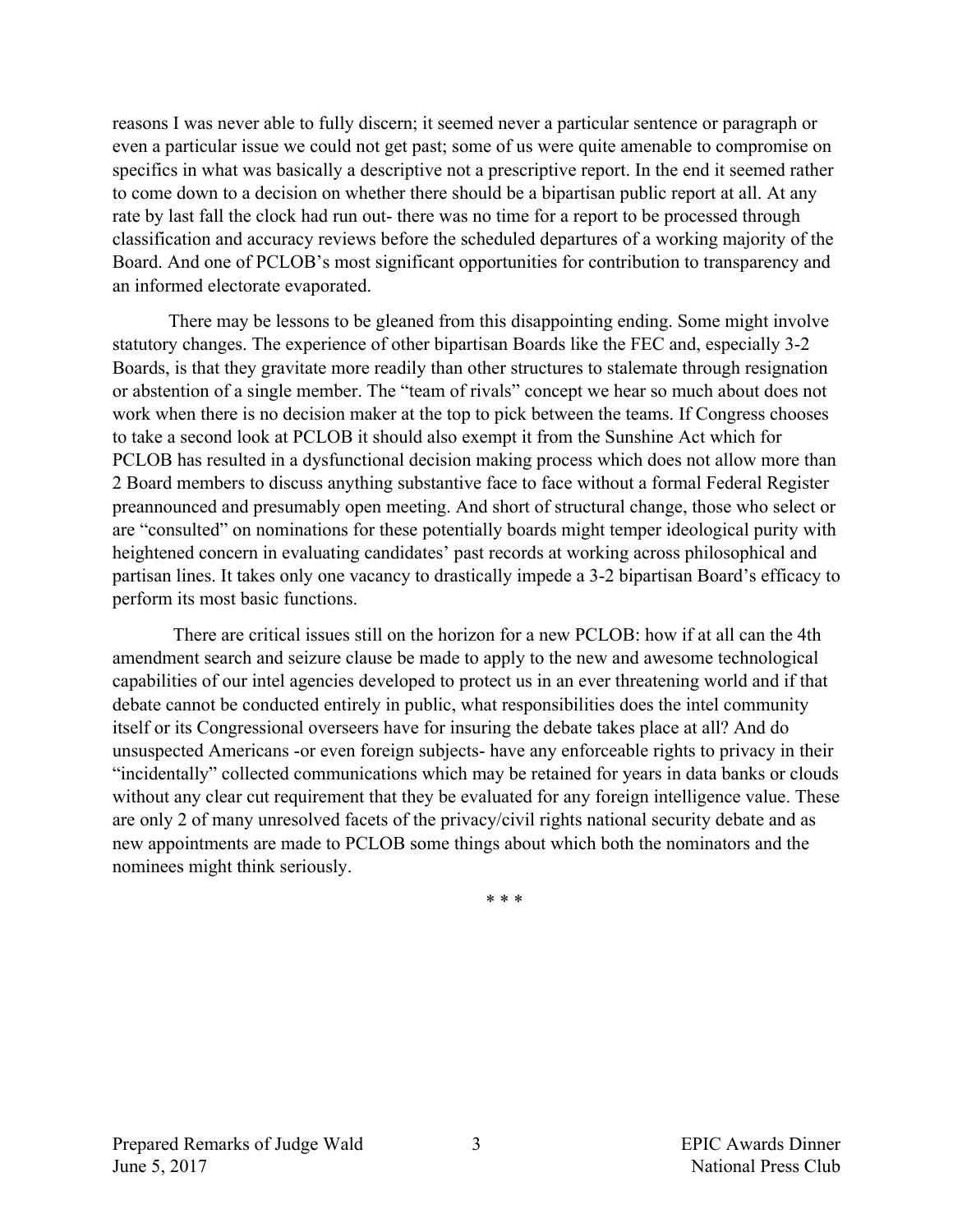reasons I was never able to fully discern; it seemed never a particular sentence or paragraph or even a particular issue we could not get past; some of us were quite amenable to compromise on specifics in what was basically a descriptive not a prescriptive report. In the end it seemed rather to come down to a decision on whether there should be a bipartisan public report at all. At any rate by last fall the clock had run out- there was no time for a report to be processed through classification and accuracy reviews before the scheduled departures of a working majority of the Board. And one of PCLOB's most significant opportunities for contribution to transparency and an informed electorate evaporated.

There may be lessons to be gleaned from this disappointing ending. Some might involve statutory changes. The experience of other bipartisan Boards like the FEC and, especially 3-2 Boards, is that they gravitate more readily than other structures to stalemate through resignation or abstention of a single member. The "team of rivals" concept we hear so much about does not work when there is no decision maker at the top to pick between the teams. If Congress chooses to take a second look at PCLOB it should also exempt it from the Sunshine Act which for PCLOB has resulted in a dysfunctional decision making process which does not allow more than 2 Board members to discuss anything substantive face to face without a formal Federal Register preannounced and presumably open meeting. And short of structural change, those who select or are "consulted" on nominations for these potentially boards might temper ideological purity with heightened concern in evaluating candidates' past records at working across philosophical and partisan lines. It takes only one vacancy to drastically impede a 3-2 bipartisan Board's efficacy to perform its most basic functions.

There are critical issues still on the horizon for a new PCLOB: how if at all can the 4th amendment search and seizure clause be made to apply to the new and awesome technological capabilities of our intel agencies developed to protect us in an ever threatening world and if that debate cannot be conducted entirely in public, what responsibilities does the intel community itself or its Congressional overseers have for insuring the debate takes place at all? And do unsuspected Americans -or even foreign subjects- have any enforceable rights to privacy in their "incidentally" collected communications which may be retained for years in data banks or clouds without any clear cut requirement that they be evaluated for any foreign intelligence value. These are only 2 of many unresolved facets of the privacy/civil rights national security debate and as new appointments are made to PCLOB some things about which both the nominators and the nominees might think seriously.

\* \* \*